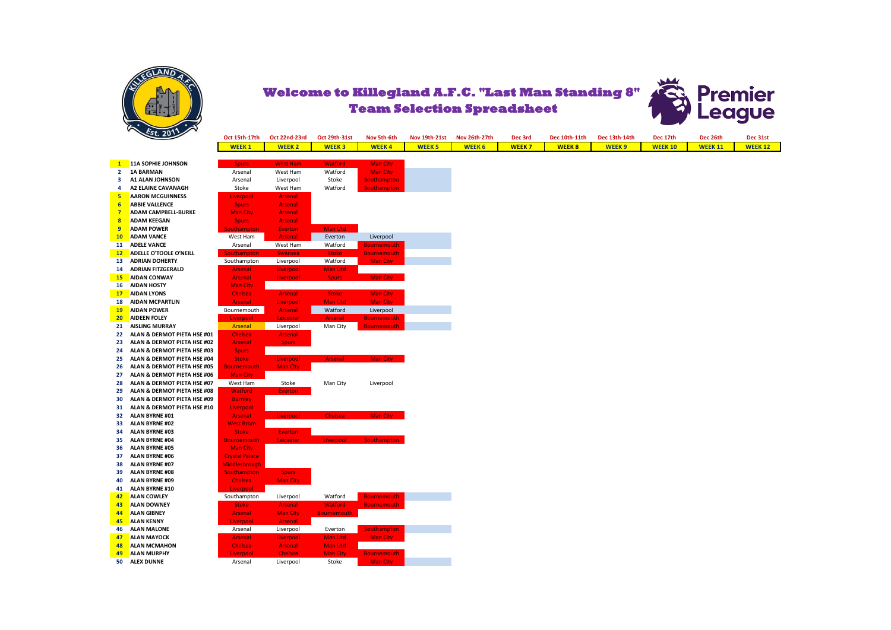# Welcome to Killegland A.F.C. "Last Man Standing 8"
## Team Selection Spreadsheet

| # | Name | Oct 15th-17th WEEK 1 | Oct 22nd-23rd WEEK 2 | Oct 29th-31st WEEK 3 | Nov 5th-6th WEEK 4 | Nov 19th-21st WEEK 5 | Nov 26th-27th WEEK 6 | Dec 3rd WEEK 7 | Dec 10th-11th WEEK 8 | Dec 13th-14th WEEK 9 | Dec 17th WEEK 10 | Dec 26th WEEK 11 | Dec 31st WEEK 12 |
|---|---|---|---|---|---|---|---|---|---|---|---|---|---|
| 1 | 11A SOPHIE JOHNSON | Spurs | West Ham | Watford | Man City | | | | | | | | |
| 2 | 1A BARMAN | Arsenal | West Ham | Watford | Man City | | | | | | | | |
| 3 | A1 ALAN JOHNSON | Arsenal | Liverpool | Stoke | Southampton | | | | | | | | |
| 4 | A2 ELAINE CAVANAGH | Stoke | West Ham | Watford | Southampton | | | | | | | | |
| 5 | AARON MCGUINNESS | Liverpool | Arsenal | | | | | | | | | | |
| 6 | ABBIE VALLENCE | Spurs | Arsenal | | | | | | | | | | |
| 7 | ADAM CAMPBELL-BURKE | Man City | Arsenal | | | | | | | | | | |
| 8 | ADAM KEEGAN | Spurs | Arsenal | | | | | | | | | | |
| 9 | ADAM POWER | Southampton | Everton | Man Utd | | | | | | | | | |
| 10 | ADAM VANCE | West Ham | Arsenal | Everton | Liverpool | | | | | | | | |
| 11 | ADELE VANCE | Arsenal | West Ham | Watford | Bournemouth | | | | | | | | |
| 12 | ADELLE O'TOOLE O'NEILL | Southampton | Swansea | Stoke | Bournemouth | | | | | | | | |
| 13 | ADRIAN DOHERTY | Southampton | Liverpool | Watford | Man City | | | | | | | | |
| 14 | ADRIAN FITZGERALD | Arsenal | Liverpool | Man Utd | | | | | | | | | |
| 15 | AIDAN CONWAY | Arsenal | Liverpool | Spurs | Man City | | | | | | | | |
| 16 | AIDAN HOSTY | Man City | | | | | | | | | | | |
| 17 | AIDAN LYONS | Chelsea | Arsenal | Stoke | Man City | | | | | | | | |
| 18 | AIDAN MCPARTLIN | Arsenal | Liverpool | Man Utd | Man City | | | | | | | | |
| 19 | AIDAN POWER | Bournemouth | Arsenal | Watford | Liverpool | | | | | | | | |
| 20 | AIDEEN FOLEY | Liverpool | Leicester | Arsenal | Bournemouth | | | | | | | | |
| 21 | AISLING MURRAY | Arsenal | Liverpool | Man City | Bournemouth | | | | | | | | |
| 22 | ALAN & DERMOT PIETA HSE #01 | Chelsea | Arsenal | | | | | | | | | | |
| 23 | ALAN & DERMOT PIETA HSE #02 | Arsenal | Spurs | | | | | | | | | | |
| 24 | ALAN & DERMOT PIETA HSE #03 | Spurs | | | | | | | | | | | |
| 25 | ALAN & DERMOT PIETA HSE #04 | Stoke | Liverpool | Arsenal | Man City | | | | | | | | |
| 26 | ALAN & DERMOT PIETA HSE #05 | Bournemouth | Man City | | | | | | | | | | |
| 27 | ALAN & DERMOT PIETA HSE #06 | Man City | | | | | | | | | | | |
| 28 | ALAN & DERMOT PIETA HSE #07 | West Ham | Stoke | Man City | Liverpool | | | | | | | | |
| 29 | ALAN & DERMOT PIETA HSE #08 | Watford | Everton | | | | | | | | | | |
| 30 | ALAN & DERMOT PIETA HSE #09 | Burnley | | | | | | | | | | | |
| 31 | ALAN & DERMOT PIETA HSE #10 | Liverpool | | | | | | | | | | | |
| 32 | ALAN BYRNE #01 | Arsenal | Liverpool | Chelsea | Man City | | | | | | | | |
| 33 | ALAN BYRNE #02 | West Brom | | | | | | | | | | | |
| 34 | ALAN BYRNE #03 | Stoke | Everton | | | | | | | | | | |
| 35 | ALAN BYRNE #04 | Bournemouth | Leicester | Liverpool | Southampton | | | | | | | | |
| 36 | ALAN BYRNE #05 | Man City | | | | | | | | | | | |
| 37 | ALAN BYRNE #06 | Crystal Palace | | | | | | | | | | | |
| 38 | ALAN BYRNE #07 | Middlesbrough | | | | | | | | | | | |
| 39 | ALAN BYRNE #08 | Southampton | Spurs | | | | | | | | | | |
| 40 | ALAN BYRNE #09 | Chelsea | Man City | | | | | | | | | | |
| 41 | ALAN BYRNE #10 | Liverpool | | | | | | | | | | | |
| 42 | ALAN COWLEY | Southampton | Liverpool | Watford | Bournemouth | | | | | | | | |
| 43 | ALAN DOWNEY | Stoke | Arsenal | Watford | Bournemouth | | | | | | | | |
| 44 | ALAN GIBNEY | Arsenal | Man City | Bournemouth | | | | | | | | | |
| 45 | ALAN KENNY | Liverpool | Arsenal | | | | | | | | | | |
| 46 | ALAN MALONE | Arsenal | Liverpool | Everton | Southampton | | | | | | | | |
| 47 | ALAN MAYOCK | Arsenal | Liverpool | Man Utd | Man City | | | | | | | | |
| 48 | ALAN MCMAHON | Chelsea | Arsenal | Man Utd | | | | | | | | | |
| 49 | ALAN MURPHY | Liverpool | Chelsea | Man City | Bournemouth | | | | | | | | |
| 50 | ALEX DUNNE | Arsenal | Liverpool | Stoke | Man City | | | | | | | | |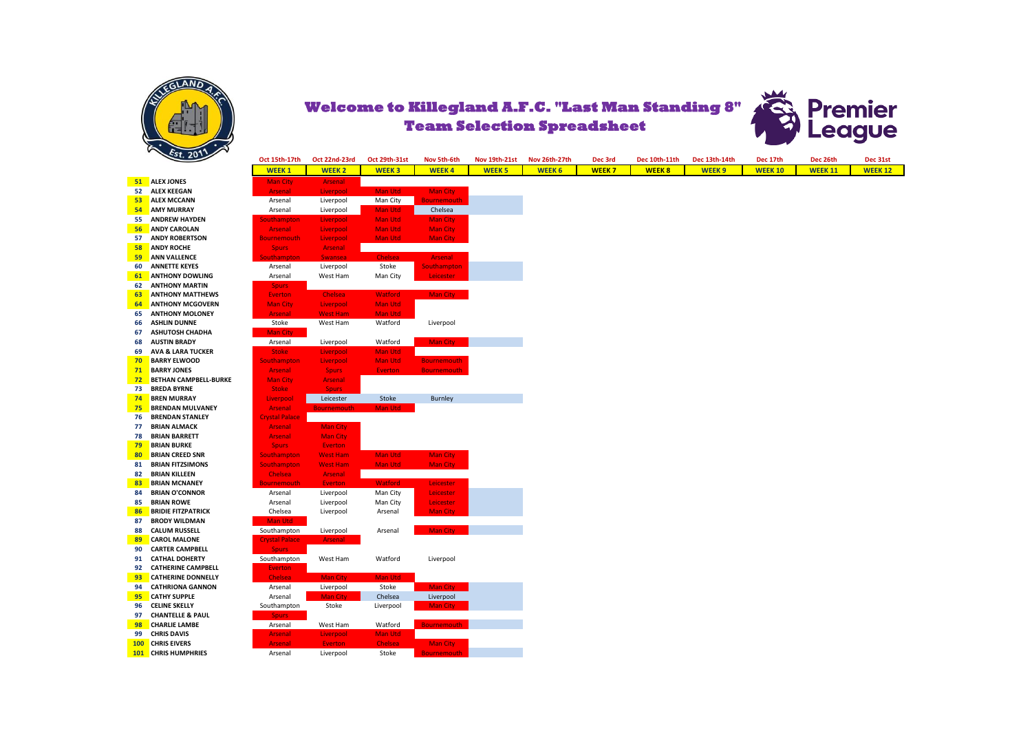# Welcome to Killegland A.F.C. "Last Man Standing 8" Team Selection Spreadsheet

| # | Name | Oct 15th-17th WEEK 1 | Oct 22nd-23rd WEEK 2 | Oct 29th-31st WEEK 3 | Nov 5th-6th WEEK 4 | Nov 19th-21st WEEK 5 | Nov 26th-27th WEEK 6 | Dec 3rd WEEK 7 | Dec 10th-11th WEEK 8 | Dec 13th-14th WEEK 9 | Dec 17th WEEK 10 | Dec 26th WEEK 11 | Dec 31st WEEK 12 |
|---|---|---|---|---|---|---|---|---|---|---|---|---|---|
| 51 | ALEX JONES | Man City | Arsenal | | | | | | | | | | |
| 52 | ALEX KEEGAN | Arsenal | Liverpool | Man Utd | Man City | | | | | | | | |
| 53 | ALEX MCCANN | Arsenal | Liverpool | Man City | Bournemouth | | | | | | | | |
| 54 | AMY MURRAY | Arsenal | Liverpool | Man Utd | Chelsea | | | | | | | | |
| 55 | ANDREW HAYDEN | Southampton | Liverpool | Man Utd | Man City | | | | | | | | |
| 56 | ANDY CAROLAN | Arsenal | Liverpool | Man Utd | Man City | | | | | | | | |
| 57 | ANDY ROBERTSON | Bournemouth | Liverpool | Man Utd | Man City | | | | | | | | |
| 58 | ANDY ROCHE | Spurs | Arsenal | | | | | | | | | | |
| 59 | ANN VALLENCE | Southampton | Swansea | Chelsea | Arsenal | | | | | | | | |
| 60 | ANNETTE KEYES | Arsenal | Liverpool | Stoke | Southampton | | | | | | | | |
| 61 | ANTHONY DOWLING | Arsenal | West Ham | Man City | Leicester | | | | | | | | |
| 62 | ANTHONY MARTIN | Spurs | | | | | | | | | | | |
| 63 | ANTHONY MATTHEWS | Everton | Chelsea | Watford | Man City | | | | | | | | |
| 64 | ANTHONY MCGOVERN | Man City | Liverpool | Man Utd | | | | | | | | | |
| 65 | ANTHONY MOLONEY | Arsenal | West Ham | Man Utd | | | | | | | | | |
| 66 | ASHLIN DUNNE | Stoke | West Ham | Watford | Liverpool | | | | | | | | |
| 67 | ASHUTOSH CHADHA | Man City | | | | | | | | | | | |
| 68 | AUSTIN BRADY | Arsenal | Liverpool | Watford | Man City | | | | | | | | |
| 69 | AVA & LARA TUCKER | Stoke | Liverpool | Man Utd | | | | | | | | | |
| 70 | BARRY ELWOOD | Southampton | Liverpool | Man Utd | Bournemouth | | | | | | | | |
| 71 | BARRY JONES | Arsenal | Spurs | Everton | Bournemouth | | | | | | | | |
| 72 | BETHAN CAMPBELL-BURKE | Man City | Arsenal | | | | | | | | | | |
| 73 | BREDA BYRNE | Stoke | Spurs | | | | | | | | | | |
| 74 | BREN MURRAY | Liverpool | Leicester | Stoke | Burnley | | | | | | | | |
| 75 | BRENDAN MULVANEY | Arsenal | Bournemouth | Man Utd | | | | | | | | | |
| 76 | BRENDAN STANLEY | Crystal Palace | | | | | | | | | | | |
| 77 | BRIAN ALMACK | Arsenal | Man City | | | | | | | | | | |
| 78 | BRIAN BARRETT | Arsenal | Man City | | | | | | | | | | |
| 79 | BRIAN BURKE | Spurs | Everton | | | | | | | | | | |
| 80 | BRIAN CREED SNR | Southampton | West Ham | Man Utd | Man City | | | | | | | | |
| 81 | BRIAN FITZSIMONS | Southampton | West Ham | Man Utd | Man City | | | | | | | | |
| 82 | BRIAN KILLEEN | Chelsea | Arsenal | | | | | | | | | | |
| 83 | BRIAN MCNANEY | Bournemouth | Everton | Watford | Leicester | | | | | | | | |
| 84 | BRIAN O'CONNOR | Arsenal | Liverpool | Man City | Leicester | | | | | | | | |
| 85 | BRIAN ROWE | Arsenal | Liverpool | Man City | Leicester | | | | | | | | |
| 86 | BRIDIE FITZPATRICK | Chelsea | Liverpool | Arsenal | Man City | | | | | | | | |
| 87 | BRODY WILDMAN | Man Utd | | | | | | | | | | | |
| 88 | CALUM RUSSELL | Southampton | Liverpool | Arsenal | Man City | | | | | | | | |
| 89 | CAROL MALONE | Crystal Palace | Arsenal | | | | | | | | | | |
| 90 | CARTER CAMPBELL | Spurs | | | | | | | | | | | |
| 91 | CATHAL DOHERTY | Southampton | West Ham | Watford | Liverpool | | | | | | | | |
| 92 | CATHERINE CAMPBELL | Everton | | | | | | | | | | | |
| 93 | CATHERINE DONNELLY | Chelsea | Man City | Man Utd | | | | | | | | | |
| 94 | CATHRIONA GANNON | Arsenal | Liverpool | Stoke | Man City | | | | | | | | |
| 95 | CATHY SUPPLE | Arsenal | Man City | Chelsea | Liverpool | | | | | | | | |
| 96 | CELINE SKELLY | Southampton | Stoke | Liverpool | Man City | | | | | | | | |
| 97 | CHANTELLE & PAUL | Spurs | | | | | | | | | | | |
| 98 | CHARLIE LAMBE | Arsenal | West Ham | Watford | Bournemouth | | | | | | | | |
| 99 | CHRIS DAVIS | Arsenal | Liverpool | Man Utd | | | | | | | | | |
| 100 | CHRIS EIVERS | Arsenal | Everton | Chelsea | Man City | | | | | | | | |
| 101 | CHRIS HUMPHRIES | Arsenal | Liverpool | Stoke | Bournemouth | | | | | | | | |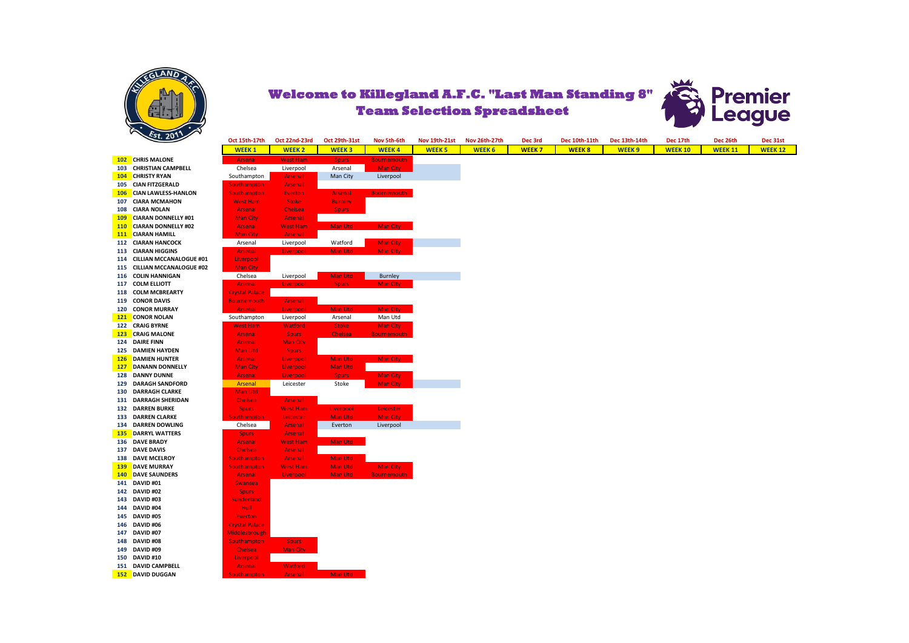# Welcome to Killegland A.F.C. "Last Man Standing 8"
## Team Selection Spreadsheet

| # | Name | Oct 15th-17th WEEK 1 | Oct 22nd-23rd WEEK 2 | Oct 29th-31st WEEK 3 | Nov 5th-6th WEEK 4 | Nov 19th-21st WEEK 5 | Nov 26th-27th WEEK 6 | Dec 3rd WEEK 7 | Dec 10th-11th WEEK 8 | Dec 13th-14th WEEK 9 | Dec 17th WEEK 10 | Dec 26th WEEK 11 | Dec 31st WEEK 12 |
|---|---|---|---|---|---|---|---|---|---|---|---|---|---|
| 102 | CHRIS MALONE | Arsenal | West Ham | Spurs | Bournemouth | | | | | | | | |
| 103 | CHRISTIAN CAMPBELL | Chelsea | Liverpool | Arsenal | Man City | | | | | | | | |
| 104 | CHRISTY RYAN | Southampton | Arsenal | Man City | Liverpool | | | | | | | | |
| 105 | CIAN FITZGERALD | Southampton | Arsenal | | | | | | | | | | |
| 106 | CIAN LAWLESS-HANLON | Southampton | Everton | Arsenal | Bournemouth | | | | | | | | |
| 107 | CIARA MCMAHON | West Ham | Stoke | Burnley | | | | | | | | | |
| 108 | CIARA NOLAN | Arsenal | Chelsea | Spurs | | | | | | | | | |
| 109 | CIARAN DONNELLY #01 | Man City | Arsenal | | | | | | | | | | |
| 110 | CIARAN DONNELLY #02 | Arsenal | West Ham | Man Utd | Man City | | | | | | | | |
| 111 | CIARAN HAMILL | Man City | Arsenal | | | | | | | | | | |
| 112 | CIARAN HANCOCK | Arsenal | Liverpool | Watford | Man City | | | | | | | | |
| 113 | CIARAN HIGGINS | Arsenal | Liverpool | Man Utd | Man City | | | | | | | | |
| 114 | CILLIAN MCCANALOGUE #01 | Liverpool | | | | | | | | | | | |
| 115 | CILLIAN MCCANALOGUE #02 | Man City | | | | | | | | | | | |
| 116 | COLIN HANNIGAN | Chelsea | Liverpool | Man Utd | Burnley | | | | | | | | |
| 117 | COLM ELLIOTT | Arsenal | Liverpool | Spurs | Man City | | | | | | | | |
| 118 | COLM MCBREARTY | Crystal Palace | | | | | | | | | | | |
| 119 | CONOR DAVIS | Bournemouth | Arsenal | | | | | | | | | | |
| 120 | CONOR MURRAY | Arsenal | Liverpool | Man Utd | Man City | | | | | | | | |
| 121 | CONOR NOLAN | Southampton | Liverpool | Arsenal | Man Utd | | | | | | | | |
| 122 | CRAIG BYRNE | West Ham | Watford | Stoke | Man City | | | | | | | | |
| 123 | CRAIG MALONE | Arsenal | Spurs | Chelsea | Bournemouth | | | | | | | | |
| 124 | DAIRE FINN | Arsenal | Man City | | | | | | | | | | |
| 125 | DAMIEN HAYDEN | Man Utd | Spurs | | | | | | | | | | |
| 126 | DAMIEN HUNTER | Arsenal | Liverpool | Man Utd | Man City | | | | | | | | |
| 127 | DANANN DONNELLY | Man City | Liverpool | Man Utd | | | | | | | | | |
| 128 | DANNY DUNNE | Arsenal | Liverpool | Spurs | Man City | | | | | | | | |
| 129 | DARAGH SANDFORD | Arsenal | Leicester | Stoke | Man City | | | | | | | | |
| 130 | DARRAGH CLARKE | Man Utd | | | | | | | | | | | |
| 131 | DARRAGH SHERIDAN | Chelsea | Arsenal | | | | | | | | | | |
| 132 | DARREN BURKE | Spurs | West Ham | Liverpool | Leicester | | | | | | | | |
| 133 | DARREN CLARKE | Southampton | Leicester | Man Utd | Man City | | | | | | | | |
| 134 | DARREN DOWLING | Chelsea | Arsenal | Everton | Liverpool | | | | | | | | |
| 135 | DARRYL WATTERS | Spurs | Arsenal | | | | | | | | | | |
| 136 | DAVE BRADY | Arsenal | West Ham | Man Utd | | | | | | | | | |
| 137 | DAVE DAVIS | Chelsea | Arsenal | | | | | | | | | | |
| 138 | DAVE MCELROY | Southampton | Arsenal | Man Utd | | | | | | | | | |
| 139 | DAVE MURRAY | Southampton | West Ham | Man Utd | Man City | | | | | | | | |
| 140 | DAVE SAUNDERS | Arsenal | Liverpool | Man Utd | Bournemouth | | | | | | | | |
| 141 | DAVID #01 | Swansea | | | | | | | | | | | |
| 142 | DAVID #02 | Spurs | | | | | | | | | | | |
| 143 | DAVID #03 | Sunderland | | | | | | | | | | | |
| 144 | DAVID #04 | Hull | | | | | | | | | | | |
| 145 | DAVID #05 | Everton | | | | | | | | | | | |
| 146 | DAVID #06 | Crystal Palace | | | | | | | | | | | |
| 147 | DAVID #07 | Middlesbrough | | | | | | | | | | | |
| 148 | DAVID #08 | Southampton | Spurs | | | | | | | | | | |
| 149 | DAVID #09 | Chelsea | Man City | | | | | | | | | | |
| 150 | DAVID #10 | Liverpool | | | | | | | | | | | |
| 151 | DAVID CAMPBELL | Arsenal | Watford | | | | | | | | | | |
| 152 | DAVID DUGGAN | Southampton | Arsenal | Man Utd | | | | | | | | | |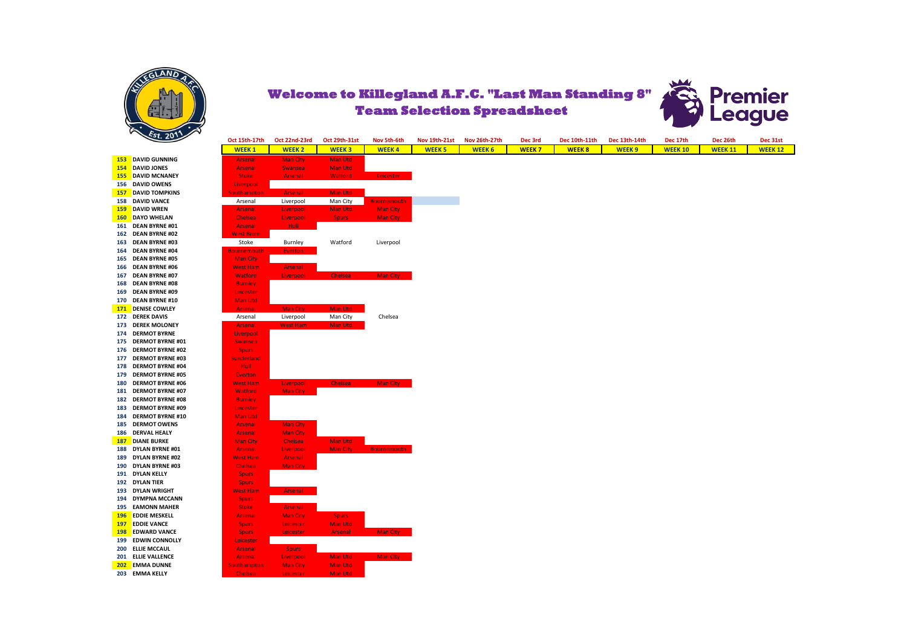# Welcome to Killegland A.F.C. "Last Man Standing 8"
## Team Selection Spreadsheet

| # | Name | Oct 15th-17th WEEK 1 | Oct 22nd-23rd WEEK 2 | Oct 29th-31st WEEK 3 | Nov 5th-6th WEEK 4 | Nov 19th-21st WEEK 5 | Nov 26th-27th WEEK 6 | Dec 3rd WEEK 7 | Dec 10th-11th WEEK 8 | Dec 13th-14th WEEK 9 | Dec 17th WEEK 10 | Dec 26th WEEK 11 | Dec 31st WEEK 12 |
|---|---|---|---|---|---|---|---|---|---|---|---|---|---|
| 153 | DAVID GUNNING | Arsenal | Man City | Man Utd | | | | | | | | | |
| 154 | DAVID JONES | Arsenal | Swansea | Man Utd | | | | | | | | | |
| 155 | DAVID MCNANEY | Stoke | Arsenal | Watford | Leicester | | | | | | | | |
| 156 | DAVID OWENS | Liverpool | | | | | | | | | | | |
| 157 | DAVID TOMPKINS | Southampton | Arsenal | Man Utd | | | | | | | | | |
| 158 | DAVID VANCE | Arsenal | Liverpool | Man City | Bournemouth | | | | | | | | |
| 159 | DAVID WREN | Arsenal | Liverpool | Man Utd | Man City | | | | | | | | |
| 160 | DAYO WHELAN | Chelsea | Liverpool | Spurs | Man City | | | | | | | | |
| 161 | DEAN BYRNE #01 | Arsenal | Hull | | | | | | | | | | |
| 162 | DEAN BYRNE #02 | West Brom | | | | | | | | | | | |
| 163 | DEAN BYRNE #03 | Stoke | Burnley | Watford | Liverpool | | | | | | | | |
| 164 | DEAN BYRNE #04 | Bournemouth | Everton | | | | | | | | | | |
| 165 | DEAN BYRNE #05 | Man City | | | | | | | | | | | |
| 166 | DEAN BYRNE #06 | West Ham | Arsenal | | | | | | | | | | |
| 167 | DEAN BYRNE #07 | Watford | Liverpool | Chelsea | Man City | | | | | | | | |
| 168 | DEAN BYRNE #08 | Burnley | | | | | | | | | | | |
| 169 | DEAN BYRNE #09 | Leicester | | | | | | | | | | | |
| 170 | DEAN BYRNE #10 | Man Utd | | | | | | | | | | | |
| 171 | DENISE COWLEY | Arsenal | Man City | Man Utd | | | | | | | | | |
| 172 | DEREK DAVIS | Arsenal | Liverpool | Man City | Chelsea | | | | | | | | |
| 173 | DEREK MOLONEY | Arsenal | West Ham | Man Utd | | | | | | | | | |
| 174 | DERMOT BYRNE | Liverpool | | | | | | | | | | | |
| 175 | DERMOT BYRNE #01 | Swansea | | | | | | | | | | | |
| 176 | DERMOT BYRNE #02 | Spurs | | | | | | | | | | | |
| 177 | DERMOT BYRNE #03 | Sunderland | | | | | | | | | | | |
| 178 | DERMOT BYRNE #04 | Hull | | | | | | | | | | | |
| 179 | DERMOT BYRNE #05 | Everton | | | | | | | | | | | |
| 180 | DERMOT BYRNE #06 | West Ham | Liverpool | Chelsea | Man City | | | | | | | | |
| 181 | DERMOT BYRNE #07 | Watford | Man City | | | | | | | | | | |
| 182 | DERMOT BYRNE #08 | Burnley | | | | | | | | | | | |
| 183 | DERMOT BYRNE #09 | Leicester | | | | | | | | | | | |
| 184 | DERMOT BYRNE #10 | Man Utd | | | | | | | | | | | |
| 185 | DERMOT OWENS | Arsenal | Man City | | | | | | | | | | |
| 186 | DERVAL HEALY | Arsenal | Man City | | | | | | | | | | |
| 187 | DIANE BURKE | Man City | Chelsea | Man Utd | | | | | | | | | |
| 188 | DYLAN BYRNE #01 | Arsenal | Liverpool | Man City | Bournemouth | | | | | | | | |
| 189 | DYLAN BYRNE #02 | West Ham | Arsenal | | | | | | | | | | |
| 190 | DYLAN BYRNE #03 | Chelsea | Man City | | | | | | | | | | |
| 191 | DYLAN KELLY | Spurs | | | | | | | | | | | |
| 192 | DYLAN TIER | Spurs | | | | | | | | | | | |
| 193 | DYLAN WRIGHT | West Ham | Arsenal | | | | | | | | | | |
| 194 | DYMPNA MCCANN | Spurs | | | | | | | | | | | |
| 195 | EAMONN MAHER | Stoke | Arsenal | | | | | | | | | | |
| 196 | EDDIE MESKELL | Arsenal | Man City | Spurs | | | | | | | | | |
| 197 | EDDIE VANCE | Spurs | Leicester | Man Utd | | | | | | | | | |
| 198 | EDWARD VANCE | Spurs | Leicester | Arsenal | Man City | | | | | | | | |
| 199 | EDWIN CONNOLLY | Leicester | | | | | | | | | | | |
| 200 | ELLIE MCCAUL | Arsenal | Spurs | | | | | | | | | | |
| 201 | ELLIE VALLENCE | Arsenal | Liverpool | Man Utd | Man City | | | | | | | | |
| 202 | EMMA DUNNE | Southampton | Man City | Man Utd | | | | | | | | | |
| 203 | EMMA KELLY | Chelsea | Leicester | Man Utd | | | | | | | | | |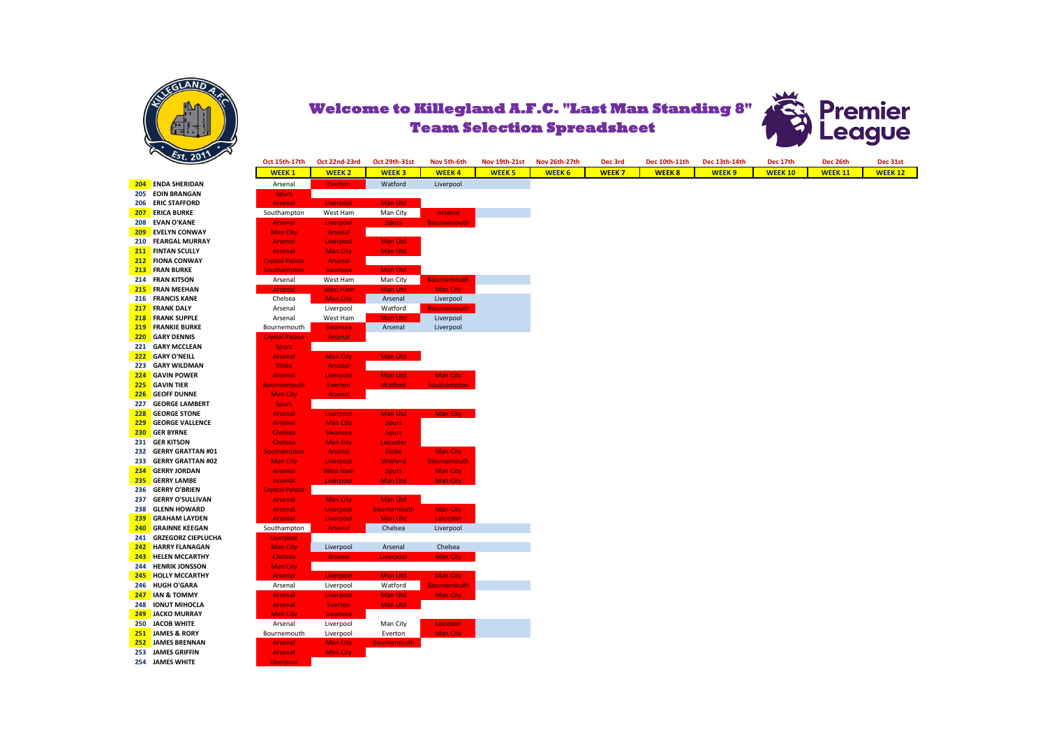# Welcome to Killegland A.F.C. "Last Man Standing 8"
## Team Selection Spreadsheet

| # | Name | Oct 15th-17th WEEK 1 | Oct 22nd-23rd WEEK 2 | Oct 29th-31st WEEK 3 | Nov 5th-6th WEEK 4 | Nov 19th-21st WEEK 5 | Nov 26th-27th WEEK 6 | Dec 3rd WEEK 7 | Dec 10th-11th WEEK 8 | Dec 13th-14th WEEK 9 | Dec 17th WEEK 10 | Dec 26th WEEK 11 | Dec 31st WEEK 12 |
|---|---|---|---|---|---|---|---|---|---|---|---|---|---|
| 204 | ENDA SHERIDAN | Arsenal | Everton | Watford | Liverpool | | | | | | | | |
| 205 | EOIN BRANGAN | Spurs | | | | | | | | | | | |
| 206 | ERIC STAFFORD | Arsenal | Liverpool | Man Utd | | | | | | | | | |
| 207 | ERICA BURKE | Southampton | West Ham | Man City | Arsenal | | | | | | | | |
| 208 | EVAN O'KANE | Arsenal | Liverpool | Spurs | Bournemouth | | | | | | | | |
| 209 | EVELYN CONWAY | Man City | Arsenal | | | | | | | | | | |
| 210 | FEARGAL MURRAY | Arsenal | Liverpool | Man Utd | | | | | | | | | |
| 211 | FINTAN SCULLY | Arsenal | Man City | Man Utd | | | | | | | | | |
| 212 | FIONA CONWAY | Crystal Palace | Arsenal | | | | | | | | | | |
| 213 | FRAN BURKE | Southampton | Swansea | Man Utd | | | | | | | | | |
| 214 | FRAN KITSON | Arsenal | West Ham | Man City | Bournemouth | | | | | | | | |
| 215 | FRAN MEEHAN | Arsenal | West Ham | Man Utd | Man City | | | | | | | | |
| 216 | FRANCIS KANE | Chelsea | Man City | Arsenal | Liverpool | | | | | | | | |
| 217 | FRANK DALY | Arsenal | Liverpool | Watford | Bournemouth | | | | | | | | |
| 218 | FRANK SUPPLE | Arsenal | West Ham | Man Utd | Liverpool | | | | | | | | |
| 219 | FRANKIE BURKE | Bournemouth | Swansea | Arsenal | Liverpool | | | | | | | | |
| 220 | GARY DENNIS | Crystal Palace | Arsenal | | | | | | | | | | |
| 221 | GARY MCCLEAN | Spurs | | | | | | | | | | | |
| 222 | GARY O'NEILL | Arsenal | Man City | Man Utd | | | | | | | | | |
| 223 | GARY WILDMAN | Stoke | Arsenal | | | | | | | | | | |
| 224 | GAVIN POWER | Arsenal | Liverpool | Man Utd | Man City | | | | | | | | |
| 225 | GAVIN TIER | Bournemouth | Everton | Watford | Southampton | | | | | | | | |
| 226 | GEOFF DUNNE | Man City | Arsenal | | | | | | | | | | |
| 227 | GEORGE LAMBERT | Spurs | | | | | | | | | | | |
| 228 | GEORGE STONE | Arsenal | Liverpool | Man Utd | Man City | | | | | | | | |
| 229 | GEORGE VALLENCE | Arsenal | Man City | Spurs | | | | | | | | | |
| 230 | GER BYRNE | Chelsea | Swansea | Spurs | | | | | | | | | |
| 231 | GER KITSON | Chelsea | Man City | Leicester | | | | | | | | | |
| 232 | GERRY GRATTAN #01 | Southampton | Arsenal | Stoke | Man City | | | | | | | | |
| 233 | GERRY GRATTAN #02 | Man City | Liverpool | Watford | Bournemouth | | | | | | | | |
| 234 | GERRY JORDAN | Arsenal | West Ham | Spurs | Man City | | | | | | | | |
| 235 | GERRY LAMBE | Arsenal | Liverpool | Man Utd | Man City | | | | | | | | |
| 236 | GERRY O'BRIEN | Crystal Palace | | | | | | | | | | | |
| 237 | GERRY O'SULLIVAN | Arsenal | Man City | Man Utd | | | | | | | | | |
| 238 | GLENN HOWARD | Arsenal | Liverpool | Bournemouth | Man City | | | | | | | | |
| 239 | GRAHAM LAYDEN | Arsenal | Liverpool | Man Utd | Leicester | | | | | | | | |
| 240 | GRAINNE KEEGAN | Southampton | Arsenal | Chelsea | Liverpool | | | | | | | | |
| 241 | GRZEGORZ CIEPLUCHA | Liverpool | | | | | | | | | | | |
| 242 | HARRY FLANAGAN | Man City | Liverpool | Arsenal | Chelsea | | | | | | | | |
| 243 | HELEN MCCARTHY | Chelsea | Arsenal | Liverpool | Man City | | | | | | | | |
| 244 | HENRIK JONSSON | Man City | | | | | | | | | | | |
| 245 | HOLLY MCCARTHY | Arsenal | Liverpool | Man Utd | Man City | | | | | | | | |
| 246 | HUGH O'GARA | Arsenal | Liverpool | Watford | Bournemouth | | | | | | | | |
| 247 | IAN & TOMMY | Arsenal | Liverpool | Man Utd | Man City | | | | | | | | |
| 248 | IONUT MIHOCLA | Arsenal | Everton | Man Utd | | | | | | | | | |
| 249 | JACKO MURRAY | Man City | Swansea | | | | | | | | | | |
| 250 | JACOB WHITE | Arsenal | Liverpool | Man City | Leicester | | | | | | | | |
| 251 | JAMES & RORY | Bournemouth | Liverpool | Everton | Man City | | | | | | | | |
| 252 | JAMES BRENNAN | Arsenal | Man City | Bournemouth | | | | | | | | | |
| 253 | JAMES GRIFFIN | Arsenal | Man City | | | | | | | | | | |
| 254 | JAMES WHITE | Liverpool | | | | | | | | | | | |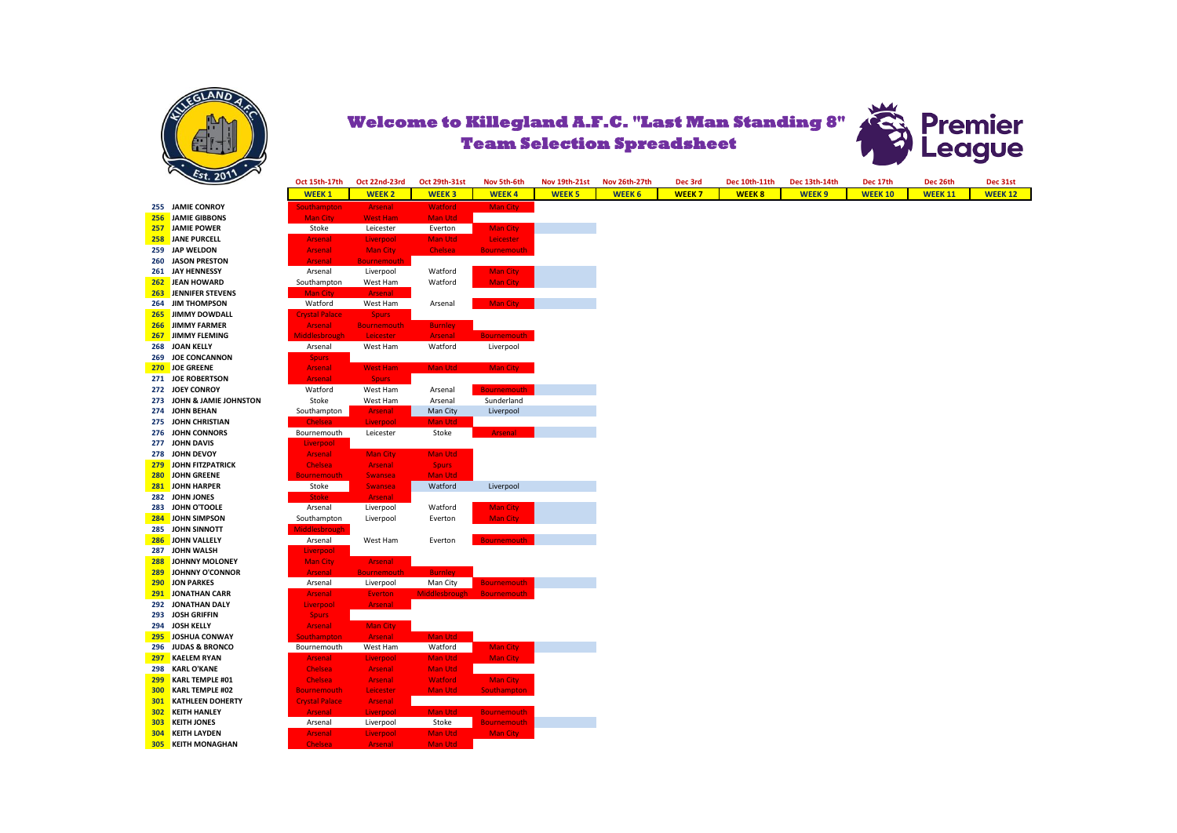# Welcome to Killegland A.F.C. "Last Man Standing 8"

## Team Selection Spreadsheet

| | | Oct 15th-17th | Oct 22nd-23rd | Oct 29th-31st | Nov 5th-6th | Nov 19th-21st | Nov 26th-27th | Dec 3rd | Dec 10th-11th | Dec 13th-14th | Dec 17th | Dec 26th | Dec 31st |
|---|---|---|---|---|---|---|---|---|---|---|---|---|---|
| | | WEEK 1 | WEEK 2 | WEEK 3 | WEEK 4 | WEEK 5 | WEEK 6 | WEEK 7 | WEEK 8 | WEEK 9 | WEEK 10 | WEEK 11 | WEEK 12 |
| 255 | JAMIE CONROY | Southampton | Arsenal | Watford | Man City | | | | | | | | |
| 256 | JAMIE GIBBONS | Man City | West Ham | Man Utd | | | | | | | | | |
| 257 | JAMIE POWER | Stoke | Leicester | Everton | Man City | | | | | | | | |
| 258 | JANE PURCELL | Arsenal | Liverpool | Man Utd | Leicester | | | | | | | | |
| 259 | JAP WELDON | Arsenal | Man City | Chelsea | Bournemouth | | | | | | | | |
| 260 | JASON PRESTON | Arsenal | Bournemouth | | | | | | | | | | |
| 261 | JAY HENNESSY | Arsenal | Liverpool | Watford | Man City | | | | | | | | |
| 262 | JEAN HOWARD | Southampton | West Ham | Watford | Man City | | | | | | | | |
| 263 | JENNIFER STEVENS | Man City | Arsenal | | | | | | | | | | |
| 264 | JIM THOMPSON | Watford | West Ham | Arsenal | Man City | | | | | | | | |
| 265 | JIMMY DOWDALL | Crystal Palace | Spurs | | | | | | | | | | |
| 266 | JIMMY FARMER | Arsenal | Bournemouth | Burnley | | | | | | | | | |
| 267 | JIMMY FLEMING | Middlesbrough | Leicester | Arsenal | Bournemouth | | | | | | | | |
| 268 | JOAN KELLY | Arsenal | West Ham | Watford | Liverpool | | | | | | | | |
| 269 | JOE CONCANNON | Spurs | | | | | | | | | | | |
| 270 | JOE GREENE | Arsenal | West Ham | Man Utd | Man City | | | | | | | | |
| 271 | JOE ROBERTSON | Arsenal | Spurs | | | | | | | | | | |
| 272 | JOEY CONROY | Watford | West Ham | Arsenal | Bournemouth | | | | | | | | |
| 273 | JOHN & JAMIE JOHNSTON | Stoke | West Ham | Arsenal | Sunderland | | | | | | | | |
| 274 | JOHN BEHAN | Southampton | Arsenal | Man City | Liverpool | | | | | | | | |
| 275 | JOHN CHRISTIAN | Chelsea | Liverpool | Man Utd | | | | | | | | | |
| 276 | JOHN CONNORS | Bournemouth | Leicester | Stoke | Arsenal | | | | | | | | |
| 277 | JOHN DAVIS | Liverpool | | | | | | | | | | | |
| 278 | JOHN DEVOY | Arsenal | Man City | Man Utd | | | | | | | | | |
| 279 | JOHN FITZPATRICK | Chelsea | Arsenal | Spurs | | | | | | | | | |
| 280 | JOHN GREENE | Bournemouth | Swansea | Man Utd | | | | | | | | | |
| 281 | JOHN HARPER | Stoke | Swansea | Watford | Liverpool | | | | | | | | |
| 282 | JOHN JONES | Stoke | Arsenal | | | | | | | | | | |
| 283 | JOHN O'TOOLE | Arsenal | Liverpool | Watford | Man City | | | | | | | | |
| 284 | JOHN SIMPSON | Southampton | Liverpool | Everton | Man City | | | | | | | | |
| 285 | JOHN SINNOTT | Middlesbrough | | | | | | | | | | | |
| 286 | JOHN VALLELY | Arsenal | West Ham | Everton | Bournemouth | | | | | | | | |
| 287 | JOHN WALSH | Liverpool | | | | | | | | | | | |
| 288 | JOHNNY MOLONEY | Man City | Arsenal | | | | | | | | | | |
| 289 | JOHNNY O'CONNOR | Arsenal | Bournemouth | Burnley | | | | | | | | | |
| 290 | JON PARKES | Arsenal | Liverpool | Man City | Bournemouth | | | | | | | | |
| 291 | JONATHAN CARR | Arsenal | Everton | Middlesbrough | Bournemouth | | | | | | | | |
| 292 | JONATHAN DALY | Liverpool | Arsenal | | | | | | | | | | |
| 293 | JOSH GRIFFIN | Spurs | | | | | | | | | | | |
| 294 | JOSH KELLY | Arsenal | Man City | | | | | | | | | | |
| 295 | JOSHUA CONWAY | Southampton | Arsenal | Man Utd | | | | | | | | | |
| 296 | JUDAS & BRONCO | Bournemouth | West Ham | Watford | Man City | | | | | | | | |
| 297 | KAELEM RYAN | Arsenal | Liverpool | Man Utd | Man City | | | | | | | | |
| 298 | KARL O'KANE | Chelsea | Arsenal | Man Utd | | | | | | | | | |
| 299 | KARL TEMPLE #01 | Chelsea | Arsenal | Watford | Man City | | | | | | | | |
| 300 | KARL TEMPLE #02 | Bournemouth | Leicester | Man Utd | Southampton | | | | | | | | |
| 301 | KATHLEEN DOHERTY | Crystal Palace | Arsenal | | | | | | | | | | |
| 302 | KEITH HANLEY | Arsenal | Liverpool | Man Utd | Bournemouth | | | | | | | | |
| 303 | KEITH JONES | Arsenal | Liverpool | Stoke | Bournemouth | | | | | | | | |
| 304 | KEITH LAYDEN | Arsenal | Liverpool | Man Utd | Man City | | | | | | | | |
| 305 | KEITH MONAGHAN | Chelsea | Arsenal | Man Utd | | | | | | | | | |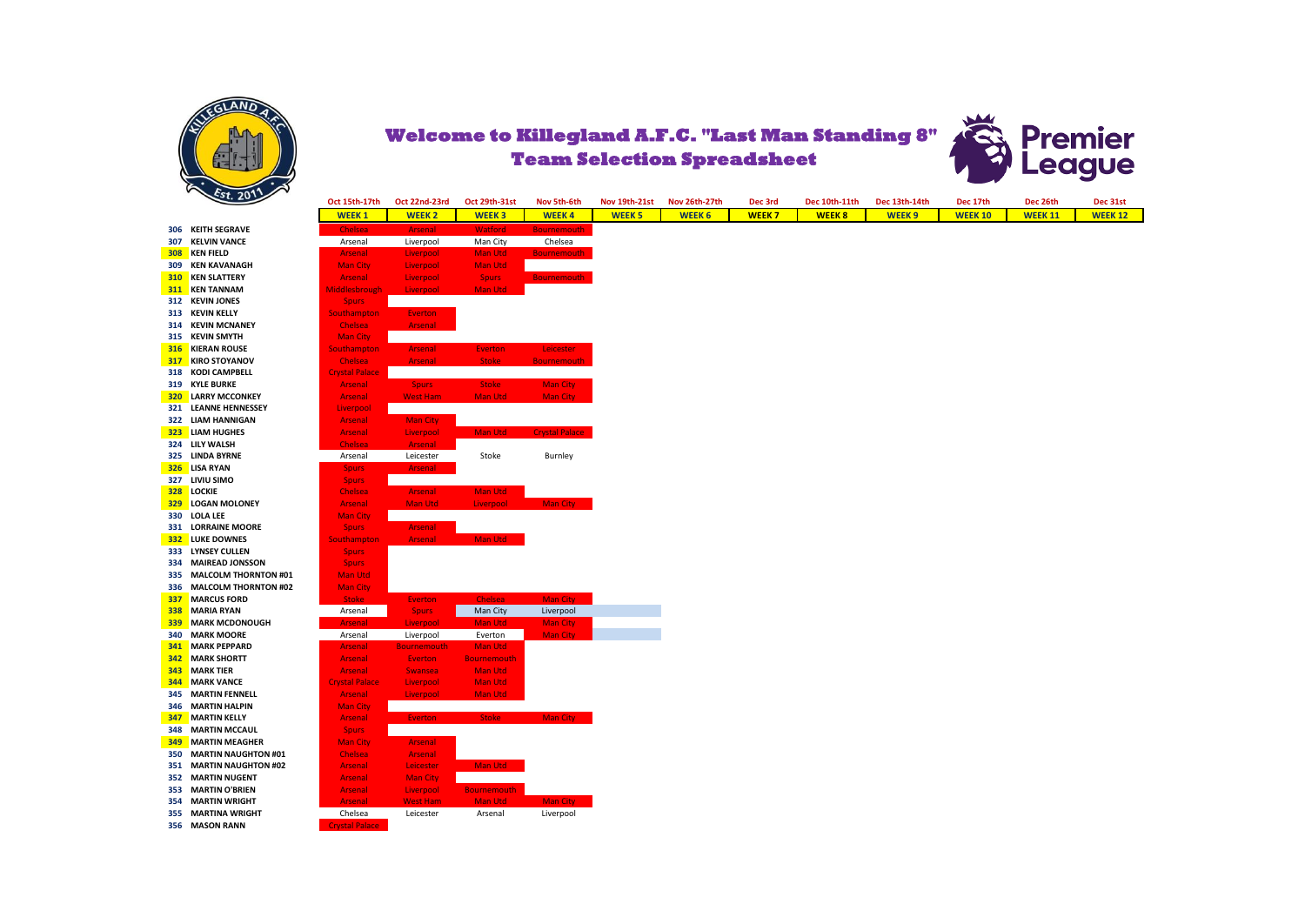# Welcome to Killegland A.F.C. "Last Man Standing 8" Team Selection Spreadsheet

| # | Name | Oct 15th-17th WEEK 1 | Oct 22nd-23rd WEEK 2 | Oct 29th-31st WEEK 3 | Nov 5th-6th WEEK 4 | Nov 19th-21st WEEK 5 | Nov 26th-27th WEEK 6 | Dec 3rd WEEK 7 | Dec 10th-11th WEEK 8 | Dec 13th-14th WEEK 9 | Dec 17th WEEK 10 | Dec 26th WEEK 11 | Dec 31st WEEK 12 |
|---|---|---|---|---|---|---|---|---|---|---|---|---|---|
| 306 | KEITH SEGRAVE | Chelsea | Arsenal | Watford | Bournemouth | | | | | | | | |
| 307 | KELVIN VANCE | Arsenal | Liverpool | Man City | Chelsea | | | | | | | | |
| 308 | KEN FIELD | Arsenal | Liverpool | Man Utd | Bournemouth | | | | | | | | |
| 309 | KEN KAVANAGH | Man City | Liverpool | Man Utd | | | | | | | | | |
| 310 | KEN SLATTERY | Arsenal | Liverpool | Spurs | Bournemouth | | | | | | | | |
| 311 | KEN TANNAM | Middlesbrough | Liverpool | Man Utd | | | | | | | | | |
| 312 | KEVIN JONES | Spurs | | | | | | | | | | | |
| 313 | KEVIN KELLY | Southampton | Everton | | | | | | | | | | |
| 314 | KEVIN MCNANEY | Chelsea | Arsenal | | | | | | | | | | |
| 315 | KEVIN SMYTH | Man City | | | | | | | | | | | |
| 316 | KIERAN ROUSE | Southampton | Arsenal | Everton | Leicester | | | | | | | | |
| 317 | KIRO STOYANOV | Chelsea | Arsenal | Stoke | Bournemouth | | | | | | | | |
| 318 | KODI CAMPBELL | Crystal Palace | | | | | | | | | | | |
| 319 | KYLE BURKE | Arsenal | Spurs | Stoke | Man City | | | | | | | | |
| 320 | LARRY MCCONKEY | Arsenal | West Ham | Man Utd | Man City | | | | | | | | |
| 321 | LEANNE HENNESSEY | Liverpool | | | | | | | | | | | |
| 322 | LIAM HANNIGAN | Arsenal | Man City | | | | | | | | | | |
| 323 | LIAM HUGHES | Arsenal | Liverpool | Man Utd | Crystal Palace | | | | | | | | |
| 324 | LILY WALSH | Chelsea | Arsenal | | | | | | | | | | |
| 325 | LINDA BYRNE | Arsenal | Leicester | Stoke | Burnley | | | | | | | | |
| 326 | LISA RYAN | Spurs | Arsenal | | | | | | | | | | |
| 327 | LIVIU SIMO | Spurs | | | | | | | | | | | |
| 328 | LOCKIE | Chelsea | Arsenal | Man Utd | | | | | | | | | |
| 329 | LOGAN MOLONEY | Arsenal | Man Utd | Liverpool | Man City | | | | | | | | |
| 330 | LOLA LEE | Man City | | | | | | | | | | | |
| 331 | LORRAINE MOORE | Spurs | Arsenal | | | | | | | | | | |
| 332 | LUKE DOWNES | Southampton | Arsenal | Man Utd | | | | | | | | | |
| 333 | LYNSEY CULLEN | Spurs | | | | | | | | | | | |
| 334 | MAIREAD JONSSON | Spurs | | | | | | | | | | | |
| 335 | MALCOLM THORNTON #01 | Man Utd | | | | | | | | | | | |
| 336 | MALCOLM THORNTON #02 | Man City | | | | | | | | | | | |
| 337 | MARCUS FORD | Stoke | Everton | Chelsea | Man City | | | | | | | | |
| 338 | MARIA RYAN | Arsenal | Spurs | Man City | Liverpool | | | | | | | | |
| 339 | MARK MCDONOUGH | Arsenal | Liverpool | Man Utd | Man City | | | | | | | | |
| 340 | MARK MOORE | Arsenal | Liverpool | Everton | Man City | | | | | | | | |
| 341 | MARK PEPPARD | Arsenal | Bournemouth | Man Utd | | | | | | | | | |
| 342 | MARK SHORTT | Arsenal | Everton | Bournemouth | | | | | | | | | |
| 343 | MARK TIER | Arsenal | Swansea | Man Utd | | | | | | | | | |
| 344 | MARK VANCE | Crystal Palace | Liverpool | Man Utd | | | | | | | | | |
| 345 | MARTIN FENNELL | Arsenal | Liverpool | Man Utd | | | | | | | | | |
| 346 | MARTIN HALPIN | Man City | | | | | | | | | | | |
| 347 | MARTIN KELLY | Arsenal | Everton | Stoke | Man City | | | | | | | | |
| 348 | MARTIN MCCAUL | Spurs | | | | | | | | | | | |
| 349 | MARTIN MEAGHER | Man City | Arsenal | | | | | | | | | | |
| 350 | MARTIN NAUGHTON #01 | Chelsea | Arsenal | | | | | | | | | | |
| 351 | MARTIN NAUGHTON #02 | Arsenal | Leicester | Man Utd | | | | | | | | | |
| 352 | MARTIN NUGENT | Arsenal | Man City | | | | | | | | | | |
| 353 | MARTIN O'BRIEN | Arsenal | Liverpool | Bournemouth | | | | | | | | | |
| 354 | MARTIN WRIGHT | Arsenal | West Ham | Man Utd | Man City | | | | | | | | |
| 355 | MARTINA WRIGHT | Chelsea | Leicester | Arsenal | Liverpool | | | | | | | | |
| 356 | MASON RANN | Crystal Palace | | | | | | | | | | | |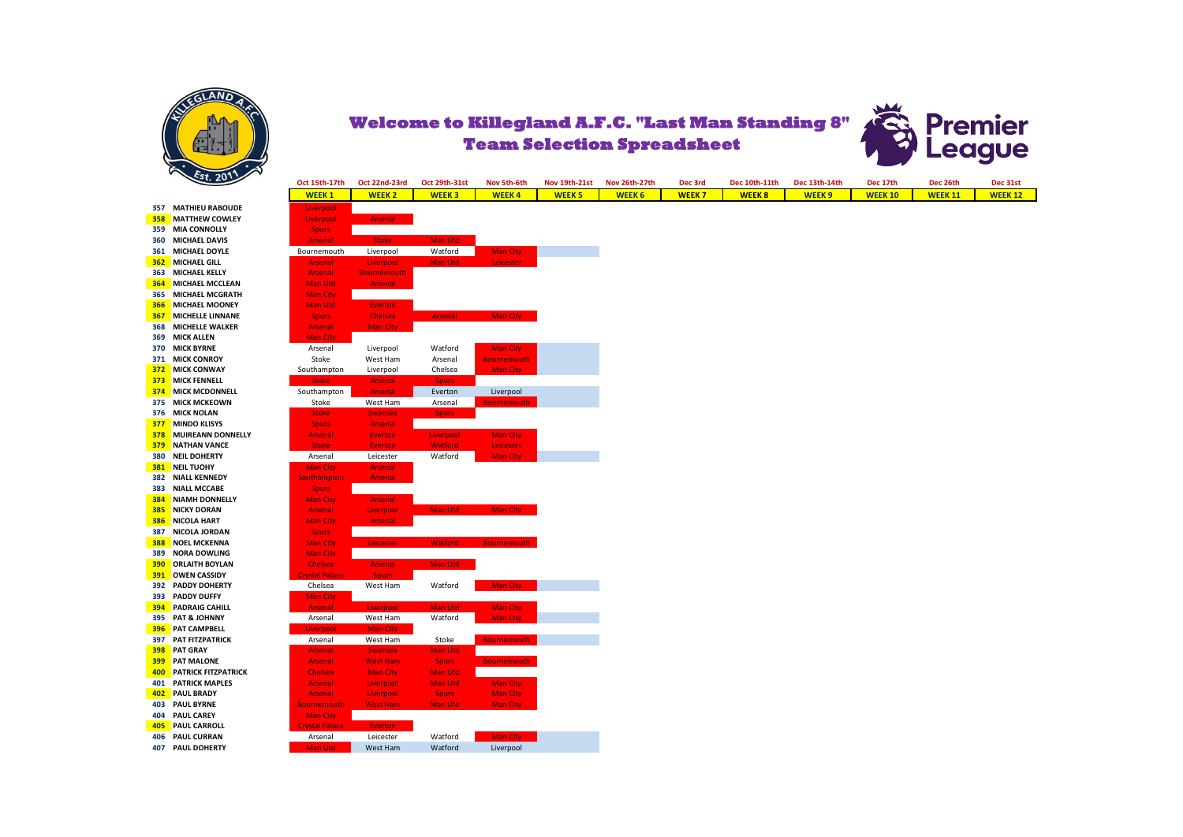# Welcome to Killegland A.F.C. "Last Man Standing 8" Team Selection Spreadsheet

| # | Name | Oct 15th-17th WEEK 1 | Oct 22nd-23rd WEEK 2 | Oct 29th-31st WEEK 3 | Nov 5th-6th WEEK 4 | Nov 19th-21st WEEK 5 | Nov 26th-27th WEEK 6 | Dec 3rd WEEK 7 | Dec 10th-11th WEEK 8 | Dec 13th-14th WEEK 9 | Dec 17th WEEK 10 | Dec 26th WEEK 11 | Dec 31st WEEK 12 |
|---|---|---|---|---|---|---|---|---|---|---|---|---|---|
| 357 | MATHIEU RABOUDE | Liverpool | | | | | | | | | | | |
| 358 | MATTHEW COWLEY | Liverpool | Arsenal | | | | | | | | | | |
| 359 | MIA CONNOLLY | Spurs | | | | | | | | | | | |
| 360 | MICHAEL DAVIS | Arsenal | Stoke | Man Utd | | | | | | | | | |
| 361 | MICHAEL DOYLE | Bournemouth | Liverpool | Watford | Man City | | | | | | | | |
| 362 | MICHAEL GILL | Arsenal | Liverpool | Man Utd | Leicester | | | | | | | | |
| 363 | MICHAEL KELLY | Arsenal | Bournemouth | | | | | | | | | | |
| 364 | MICHAEL MCCLEAN | Man Utd | Arsenal | | | | | | | | | | |
| 365 | MICHAEL MCGRATH | Man City | | | | | | | | | | | |
| 366 | MICHAEL MOONEY | Man Utd | Everton | | | | | | | | | | |
| 367 | MICHELLE LINNANE | Spurs | Chelsea | Arsenal | Man City | | | | | | | | |
| 368 | MICHELLE WALKER | Arsenal | Man City | | | | | | | | | | |
| 369 | MICK ALLEN | Man City | | | | | | | | | | | |
| 370 | MICK BYRNE | Arsenal | Liverpool | Watford | Man City | | | | | | | | |
| 371 | MICK CONROY | Stoke | West Ham | Arsenal | Bournemouth | | | | | | | | |
| 372 | MICK CONWAY | Southampton | Liverpool | Chelsea | Man City | | | | | | | | |
| 373 | MICK FENNELL | Stoke | Arsenal | Spurs | | | | | | | | | |
| 374 | MICK MCDONNELL | Southampton | Arsenal | Everton | Liverpool | | | | | | | | |
| 375 | MICK MCKEOWN | Stoke | West Ham | Arsenal | Bournemouth | | | | | | | | |
| 376 | MICK NOLAN | Stoke | Swansea | Spurs | | | | | | | | | |
| 377 | MINDO KLISYS | Spurs | Arsenal | | | | | | | | | | |
| 378 | MUIREANN DONNELLY | Arsenal | Everton | Liverpool | Man City | | | | | | | | |
| 379 | NATHAN VANCE | Stoke | Everton | Watford | Leicester | | | | | | | | |
| 380 | NEIL DOHERTY | Arsenal | Leicester | Watford | Man City | | | | | | | | |
| 381 | NEIL TUOHY | Man City | Arsenal | | | | | | | | | | |
| 382 | NIALL KENNEDY | Southampton | Arsenal | | | | | | | | | | |
| 383 | NIALL MCCABE | Spurs | | | | | | | | | | | |
| 384 | NIAMH DONNELLY | Man City | Arsenal | | | | | | | | | | |
| 385 | NICKY DORAN | Arsenal | Liverpool | Man Utd | Man City | | | | | | | | |
| 386 | NICOLA HART | Man City | Arsenal | | | | | | | | | | |
| 387 | NICOLA JORDAN | Spurs | | | | | | | | | | | |
| 388 | NOEL MCKENNA | Man City | Leicester | Watford | Bournemouth | | | | | | | | |
| 389 | NORA DOWLING | Man City | | | | | | | | | | | |
| 390 | ORLAITH BOYLAN | Chelsea | Arsenal | Man Utd | | | | | | | | | |
| 391 | OWEN CASSIDY | Crystal Palace | Spurs | | | | | | | | | | |
| 392 | PADDY DOHERTY | Chelsea | West Ham | Watford | Man City | | | | | | | | |
| 393 | PADDY DUFFY | Man City | | | | | | | | | | | |
| 394 | PADRAIG CAHILL | Arsenal | Liverpool | Man Utd | Man City | | | | | | | | |
| 395 | PAT & JOHNNY | Arsenal | West Ham | Watford | Man City | | | | | | | | |
| 396 | PAT CAMPBELL | Liverpool | Man City | | | | | | | | | | |
| 397 | PAT FITZPATRICK | Arsenal | West Ham | Stoke | Bournemouth | | | | | | | | |
| 398 | PAT GRAY | Arsenal | Swansea | Man Utd | | | | | | | | | |
| 399 | PAT MALONE | Arsenal | West Ham | Spurs | Bournemouth | | | | | | | | |
| 400 | PATRICK FITZPATRICK | Chelsea | Man City | Man Utd | | | | | | | | | |
| 401 | PATRICK MAPLES | Arsenal | Liverpool | Man Utd | Man City | | | | | | | | |
| 402 | PAUL BRADY | Arsenal | Liverpool | Spurs | Man City | | | | | | | | |
| 403 | PAUL BYRNE | Bournemouth | West Ham | Man Utd | Man City | | | | | | | | |
| 404 | PAUL CAREY | Man City | | | | | | | | | | | |
| 405 | PAUL CARROLL | Crystal Palace | Everton | | | | | | | | | | |
| 406 | PAUL CURRAN | Arsenal | Leicester | Watford | Man City | | | | | | | | |
| 407 | PAUL DOHERTY | Man Utd | West Ham | Watford | Liverpool | | | | | | | | |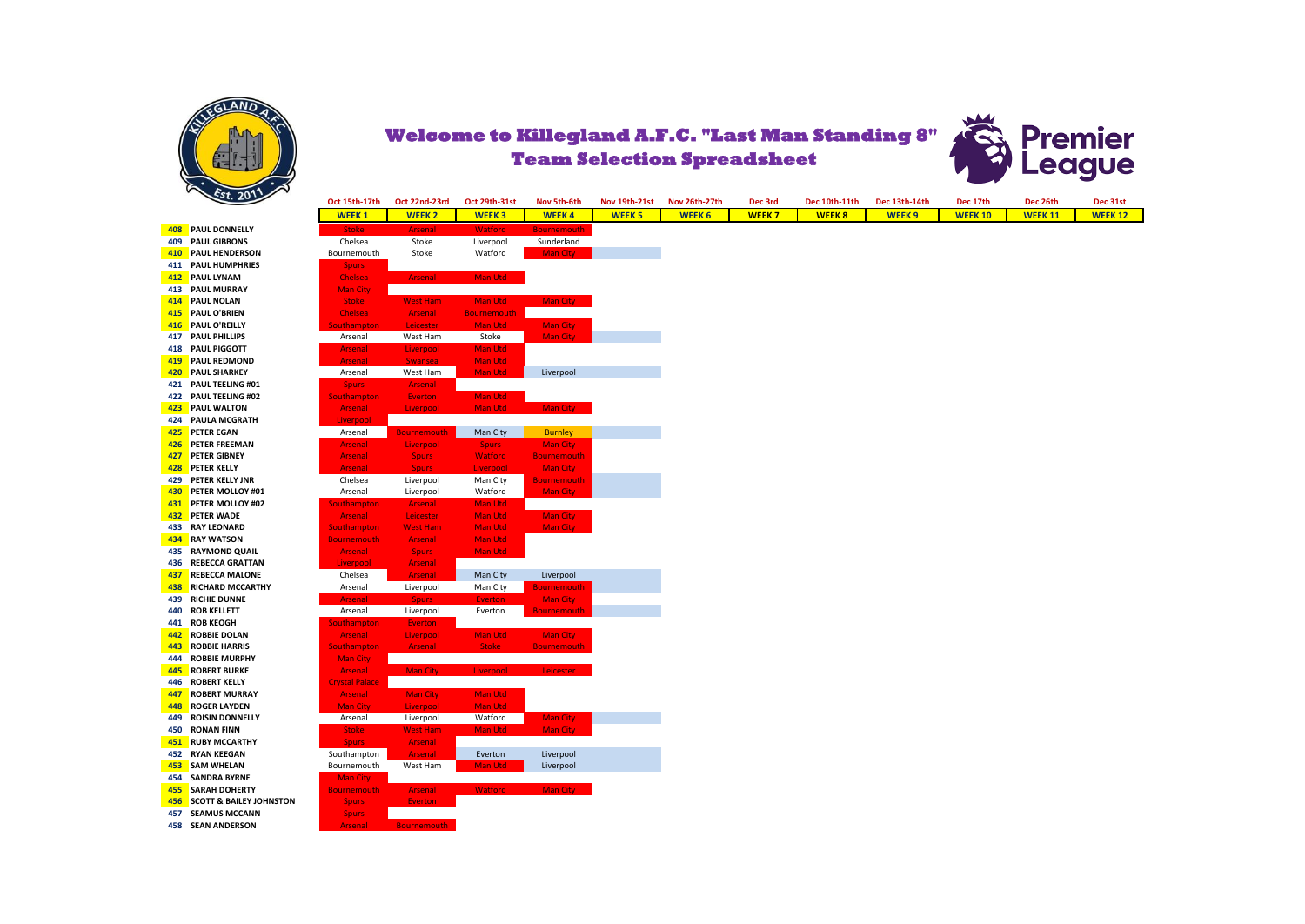# Welcome to Killegland A.F.C. "Last Man Standing 8"
## Team Selection Spreadsheet

| | | Oct 15th-17th | Oct 22nd-23rd | Oct 29th-31st | Nov 5th-6th | Nov 19th-21st | Nov 26th-27th | Dec 3rd | Dec 10th-11th | Dec 13th-14th | Dec 17th | Dec 26th | Dec 31st |
|---|---|---|---|---|---|---|---|---|---|---|---|---|---|
| | | WEEK 1 | WEEK 2 | WEEK 3 | WEEK 4 | WEEK 5 | WEEK 6 | WEEK 7 | WEEK 8 | WEEK 9 | WEEK 10 | WEEK 11 | WEEK 12 |
| 408 | PAUL DONNELLY | Stoke | Arsenal | Watford | Bournemouth | | | | | | | | |
| 409 | PAUL GIBBONS | Chelsea | Stoke | Liverpool | Sunderland | | | | | | | | |
| 410 | PAUL HENDERSON | Bournemouth | Stoke | Watford | Man City | | | | | | | | |
| 411 | PAUL HUMPHRIES | Spurs | | | | | | | | | | | |
| 412 | PAUL LYNAM | Chelsea | Arsenal | Man Utd | | | | | | | | | |
| 413 | PAUL MURRAY | Man City | | | | | | | | | | | |
| 414 | PAUL NOLAN | Stoke | West Ham | Man Utd | Man City | | | | | | | | |
| 415 | PAUL O'BRIEN | Chelsea | Arsenal | Bournemouth | | | | | | | | | |
| 416 | PAUL O'REILLY | Southampton | Leicester | Man Utd | Man City | | | | | | | | |
| 417 | PAUL PHILLIPS | Arsenal | West Ham | Stoke | Man City | | | | | | | | |
| 418 | PAUL PIGGOTT | Arsenal | Liverpool | Man Utd | | | | | | | | | |
| 419 | PAUL REDMOND | Arsenal | Swansea | Man Utd | | | | | | | | | |
| 420 | PAUL SHARKEY | Arsenal | West Ham | Man Utd | Liverpool | | | | | | | | |
| 421 | PAUL TEELING #01 | Spurs | Arsenal | | | | | | | | | | |
| 422 | PAUL TEELING #02 | Southampton | Everton | Man Utd | | | | | | | | | |
| 423 | PAUL WALTON | Arsenal | Liverpool | Man Utd | Man City | | | | | | | | |
| 424 | PAULA MCGRATH | Liverpool | | | | | | | | | | | |
| 425 | PETER EGAN | Arsenal | Bournemouth | Man City | Burnley | | | | | | | | |
| 426 | PETER FREEMAN | Arsenal | Liverpool | Spurs | Man City | | | | | | | | |
| 427 | PETER GIBNEY | Arsenal | Spurs | Watford | Bournemouth | | | | | | | | |
| 428 | PETER KELLY | Arsenal | Spurs | Liverpool | Man City | | | | | | | | |
| 429 | PETER KELLY JNR | Chelsea | Liverpool | Man City | Bournemouth | | | | | | | | |
| 430 | PETER MOLLOY #01 | Arsenal | Liverpool | Watford | Man City | | | | | | | | |
| 431 | PETER MOLLOY #02 | Southampton | Arsenal | Man Utd | | | | | | | | | |
| 432 | PETER WADE | Arsenal | Leicester | Man Utd | Man City | | | | | | | | |
| 433 | RAY LEONARD | Southampton | West Ham | Man Utd | Man City | | | | | | | | |
| 434 | RAY WATSON | Bournemouth | Arsenal | Man Utd | | | | | | | | | |
| 435 | RAYMOND QUAIL | Arsenal | Spurs | Man Utd | | | | | | | | | |
| 436 | REBECCA GRATTAN | Liverpool | Arsenal | | | | | | | | | | |
| 437 | REBECCA MALONE | Chelsea | Arsenal | Man City | Liverpool | | | | | | | | |
| 438 | RICHARD MCCARTHY | Arsenal | Liverpool | Man City | Bournemouth | | | | | | | | |
| 439 | RICHIE DUNNE | Arsenal | Spurs | Everton | Man City | | | | | | | | |
| 440 | ROB KELLETT | Arsenal | Liverpool | Everton | Bournemouth | | | | | | | | |
| 441 | ROB KEOGH | Southampton | Everton | | | | | | | | | | |
| 442 | ROBBIE DOLAN | Arsenal | Liverpool | Man Utd | Man City | | | | | | | | |
| 443 | ROBBIE HARRIS | Southampton | Arsenal | Stoke | Bournemouth | | | | | | | | |
| 444 | ROBBIE MURPHY | Man City | | | | | | | | | | | |
| 445 | ROBERT BURKE | Arsenal | Man City | Liverpool | Leicester | | | | | | | | |
| 446 | ROBERT KELLY | Crystal Palace | | | | | | | | | | | |
| 447 | ROBERT MURRAY | Arsenal | Man City | Man Utd | | | | | | | | | |
| 448 | ROGER LAYDEN | Man City | Liverpool | Man Utd | | | | | | | | | |
| 449 | ROISIN DONNELLY | Arsenal | Liverpool | Watford | Man City | | | | | | | | |
| 450 | RONAN FINN | Stoke | West Ham | Man Utd | Man City | | | | | | | | |
| 451 | RUBY MCCARTHY | Spurs | Arsenal | | | | | | | | | | |
| 452 | RYAN KEEGAN | Southampton | Arsenal | Everton | Liverpool | | | | | | | | |
| 453 | SAM WHELAN | Bournemouth | West Ham | Man Utd | Liverpool | | | | | | | | |
| 454 | SANDRA BYRNE | Man City | | | | | | | | | | | |
| 455 | SARAH DOHERTY | Bournemouth | Arsenal | Watford | Man City | | | | | | | | |
| 456 | SCOTT & BAILEY JOHNSTON | Spurs | Everton | | | | | | | | | | |
| 457 | SEAMUS MCCANN | Spurs | | | | | | | | | | | |
| 458 | SEAN ANDERSON | Arsenal | Bournemouth | | | | | | | | | | |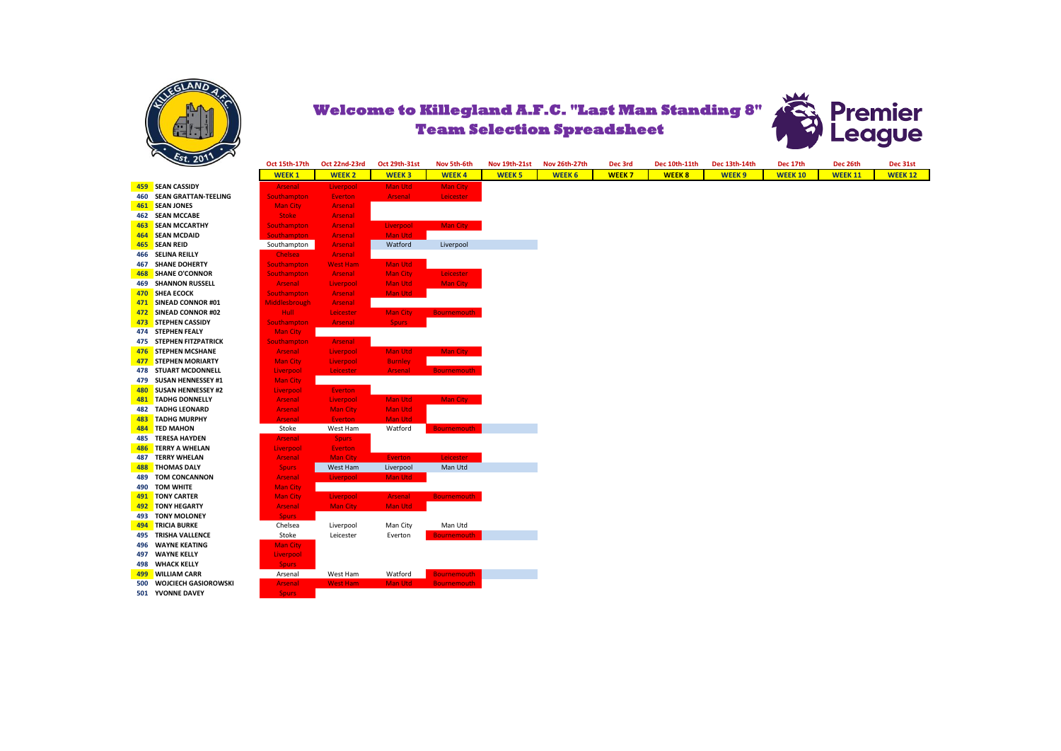# Welcome to Killegland A.F.C. "Last Man Standing 8" Team Selection Spreadsheet

| | | Oct 15th-17th | Oct 22nd-23rd | Oct 29th-31st | Nov 5th-6th | Nov 19th-21st | Nov 26th-27th | Dec 3rd | Dec 10th-11th | Dec 13th-14th | Dec 17th | Dec 26th | Dec 31st |
|---|---|---|---|---|---|---|---|---|---|---|---|---|---|
| | | WEEK 1 | WEEK 2 | WEEK 3 | WEEK 4 | WEEK 5 | WEEK 6 | WEEK 7 | WEEK 8 | WEEK 9 | WEEK 10 | WEEK 11 | WEEK 12 |
| 459 | SEAN CASSIDY | Arsenal | Liverpool | Man Utd | Man City | | | | | | | | |
| 460 | SEAN GRATTAN-TEELING | Southampton | Everton | Arsenal | Leicester | | | | | | | | |
| 461 | SEAN JONES | Man City | Arsenal | | | | | | | | | | |
| 462 | SEAN MCCABE | Stoke | Arsenal | | | | | | | | | | |
| 463 | SEAN MCCARTHY | Southampton | Arsenal | Liverpool | Man City | | | | | | | | |
| 464 | SEAN MCDAID | Southampton | Arsenal | Man Utd | | | | | | | | | |
| 465 | SEAN REID | Southampton | Arsenal | Watford | Liverpool | | | | | | | | |
| 466 | SELINA REILLY | Chelsea | Arsenal | | | | | | | | | | |
| 467 | SHANE DOHERTY | Southampton | West Ham | Man Utd | | | | | | | | | |
| 468 | SHANE O'CONNOR | Southampton | Arsenal | Man City | Leicester | | | | | | | | |
| 469 | SHANNON RUSSELL | Arsenal | Liverpool | Man Utd | Man City | | | | | | | | |
| 470 | SHEA ECOCK | Southampton | Arsenal | Man Utd | | | | | | | | | |
| 471 | SINEAD CONNOR #01 | Middlesbrough | Arsenal | | | | | | | | | | |
| 472 | SINEAD CONNOR #02 | Hull | Leicester | Man City | Bournemouth | | | | | | | | |
| 473 | STEPHEN CASSIDY | Southampton | Arsenal | Spurs | | | | | | | | | |
| 474 | STEPHEN FEALY | Man City | | | | | | | | | | | |
| 475 | STEPHEN FITZPATRICK | Southampton | Arsenal | | | | | | | | | | |
| 476 | STEPHEN MCSHANE | Arsenal | Liverpool | Man Utd | Man City | | | | | | | | |
| 477 | STEPHEN MORIARTY | Man City | Liverpool | Burnley | | | | | | | | | |
| 478 | STUART MCDONNELL | Liverpool | Leicester | Arsenal | Bournemouth | | | | | | | | |
| 479 | SUSAN HENNESSEY #1 | Man City | | | | | | | | | | | |
| 480 | SUSAN HENNESSEY #2 | Liverpool | Everton | | | | | | | | | | |
| 481 | TADHG DONNELLY | Arsenal | Liverpool | Man Utd | Man City | | | | | | | | |
| 482 | TADHG LEONARD | Arsenal | Man City | Man Utd | | | | | | | | | |
| 483 | TADHG MURPHY | Arsenal | Everton | Man Utd | | | | | | | | | |
| 484 | TED MAHON | Stoke | West Ham | Watford | Bournemouth | | | | | | | | |
| 485 | TERESA HAYDEN | Arsenal | Spurs | | | | | | | | | | |
| 486 | TERRY A WHELAN | Liverpool | Everton | | | | | | | | | | |
| 487 | TERRY WHELAN | Arsenal | Man City | Everton | Leicester | | | | | | | | |
| 488 | THOMAS DALY | Spurs | West Ham | Liverpool | Man Utd | | | | | | | | |
| 489 | TOM CONCANNON | Arsenal | Liverpool | Man Utd | | | | | | | | | |
| 490 | TOM WHITE | Man City | | | | | | | | | | | |
| 491 | TONY CARTER | Man City | Liverpool | Arsenal | Bournemouth | | | | | | | | |
| 492 | TONY HEGARTY | Arsenal | Man City | Man Utd | | | | | | | | | |
| 493 | TONY MOLONEY | Spurs | | | | | | | | | | | |
| 494 | TRICIA BURKE | Chelsea | Liverpool | Man City | Man Utd | | | | | | | | |
| 495 | TRISHA VALLENCE | Stoke | Leicester | Everton | Bournemouth | | | | | | | | |
| 496 | WAYNE KEATING | Man City | | | | | | | | | | | |
| 497 | WAYNE KELLY | Liverpool | | | | | | | | | | | |
| 498 | WHACK KELLY | Spurs | | | | | | | | | | | |
| 499 | WILLIAM CARR | Arsenal | West Ham | Watford | Bournemouth | | | | | | | | |
| 500 | WOJCIECH GASIOROWSKI | Arsenal | West Ham | Man Utd | Bournemouth | | | | | | | | |
| 501 | YVONNE DAVEY | Spurs | | | | | | | | | | | |